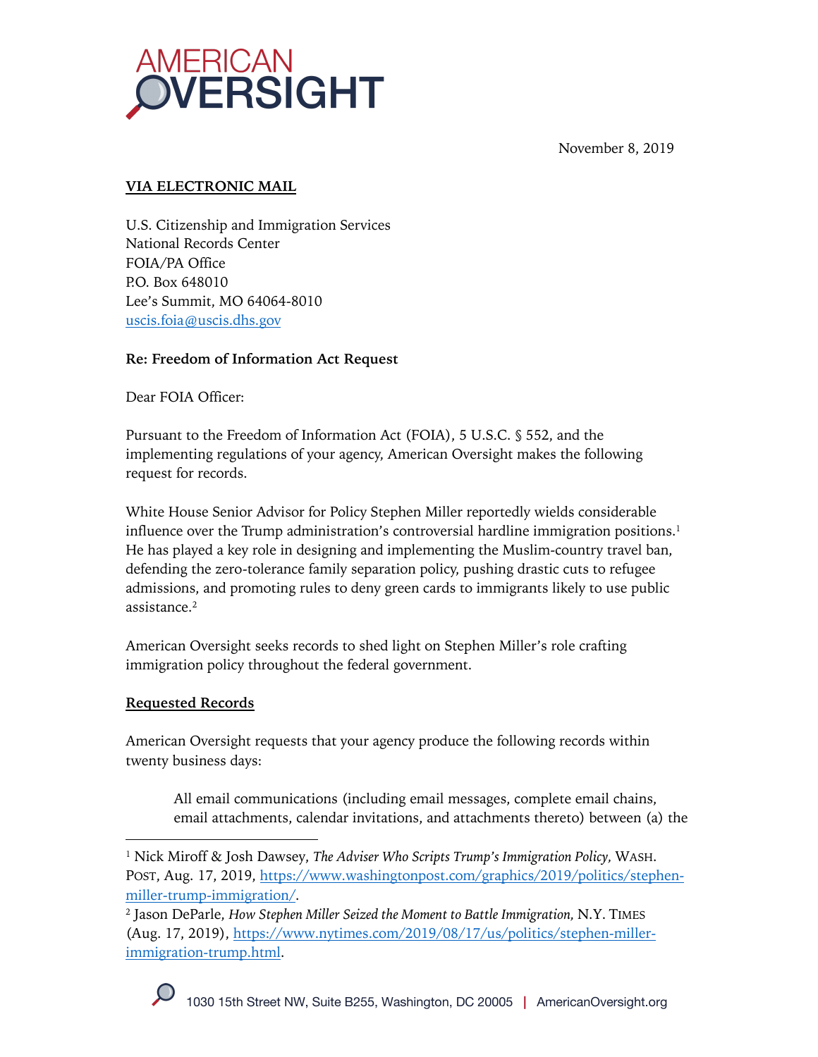# AMERICAN OVERSIGHT

November 8, 2019

**VIA ELECTRONIC MAIL**

U.S. Citizenship and Immigration Services
National Records Center
FOIA/PA Office
P.O. Box 648010
Lee's Summit, MO 64064-8010
uscis.foia@uscis.dhs.gov

**Re: Freedom of Information Act Request**

Dear FOIA Officer:

Pursuant to the Freedom of Information Act (FOIA), 5 U.S.C. § 552, and the implementing regulations of your agency, American Oversight makes the following request for records.

White House Senior Advisor for Policy Stephen Miller reportedly wields considerable influence over the Trump administration's controversial hardline immigration positions.[1] He has played a key role in designing and implementing the Muslim-country travel ban, defending the zero-tolerance family separation policy, pushing drastic cuts to refugee admissions, and promoting rules to deny green cards to immigrants likely to use public assistance.[2]

American Oversight seeks records to shed light on Stephen Miller's role crafting immigration policy throughout the federal government.

**Requested Records**

American Oversight requests that your agency produce the following records within twenty business days:

> All email communications (including email messages, complete email chains, email attachments, calendar invitations, and attachments thereto) between (a) the

---

[1] Nick Miroff & Josh Dawsey, *The Adviser Who Scripts Trump's Immigration Policy*, WASH. POST, Aug. 17, 2019, https://www.washingtonpost.com/graphics/2019/politics/stephen-miller-trump-immigration/.

[2] Jason DeParle, *How Stephen Miller Seized the Moment to Battle Immigration*, N.Y. TIMES (Aug. 17, 2019), https://www.nytimes.com/2019/08/17/us/politics/stephen-miller-immigration-trump.html.

1030 15th Street NW, Suite B255, Washington, DC 20005 | AmericanOversight.org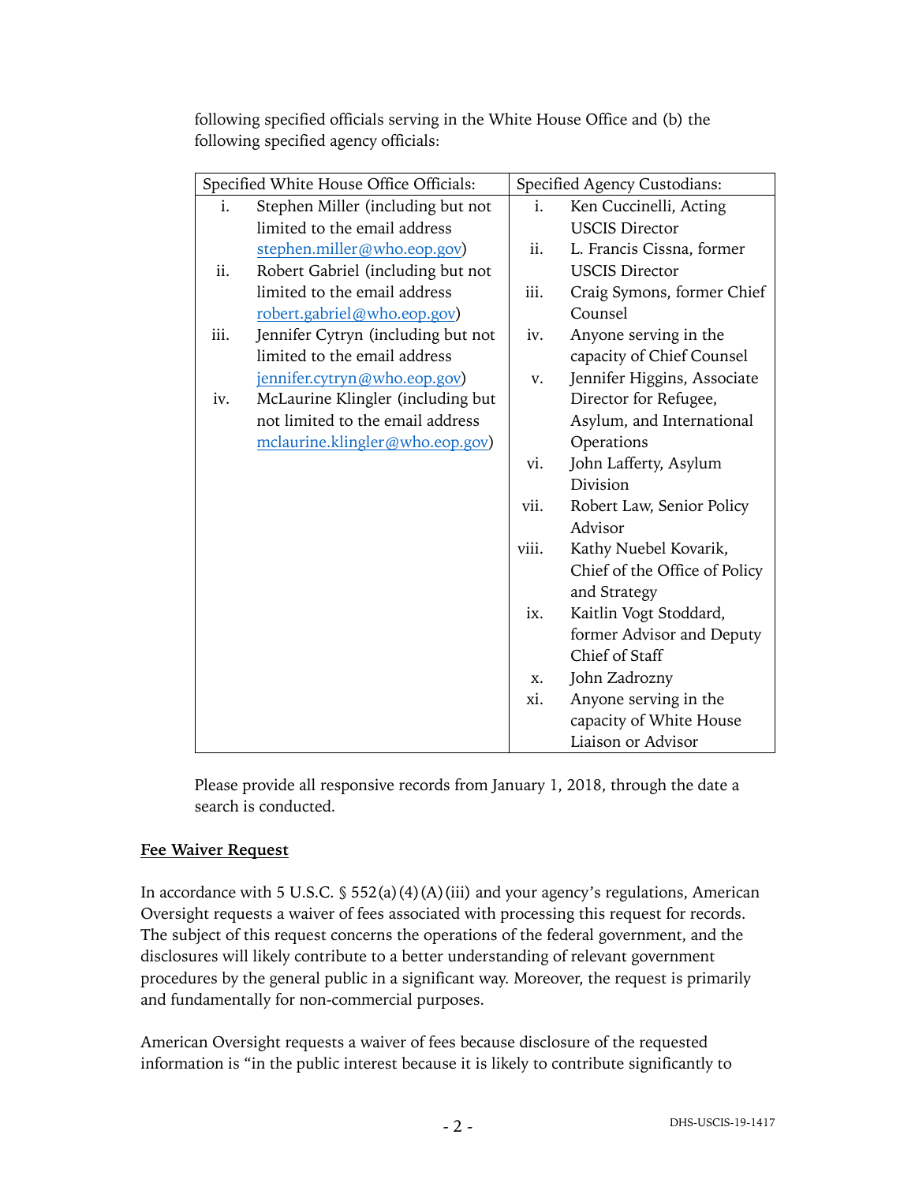following specified officials serving in the White House Office and (b) the following specified agency officials:

| Specified White House Office Officials: | Specified Agency Custodians: |
|---|---|
| i. Stephen Miller (including but not limited to the email address stephen.miller@who.eop.gov) | i. Ken Cuccinelli, Acting USCIS Director |
| ii. Robert Gabriel (including but not limited to the email address robert.gabriel@who.eop.gov) | ii. L. Francis Cissna, former USCIS Director |
| iii. Jennifer Cytryn (including but not limited to the email address jennifer.cytryn@who.eop.gov) | iii. Craig Symons, former Chief Counsel |
| iv. McLaurine Klingler (including but not limited to the email address mclaurine.klingler@who.eop.gov) | iv. Anyone serving in the capacity of Chief Counsel |
| | v. Jennifer Higgins, Associate Director for Refugee, Asylum, and International Operations |
| | vi. John Lafferty, Asylum Division |
| | vii. Robert Law, Senior Policy Advisor |
| | viii. Kathy Nuebel Kovarik, Chief of the Office of Policy and Strategy |
| | ix. Kaitlin Vogt Stoddard, former Advisor and Deputy Chief of Staff |
| | x. John Zadrozny |
| | xi. Anyone serving in the capacity of White House Liaison or Advisor |

Please provide all responsive records from January 1, 2018, through the date a search is conducted.

**Fee Waiver Request**

In accordance with 5 U.S.C. § 552(a)(4)(A)(iii) and your agency's regulations, American Oversight requests a waiver of fees associated with processing this request for records. The subject of this request concerns the operations of the federal government, and the disclosures will likely contribute to a better understanding of relevant government procedures by the general public in a significant way. Moreover, the request is primarily and fundamentally for non-commercial purposes.

American Oversight requests a waiver of fees because disclosure of the requested information is "in the public interest because it is likely to contribute significantly to

DHS-USCIS-19-1417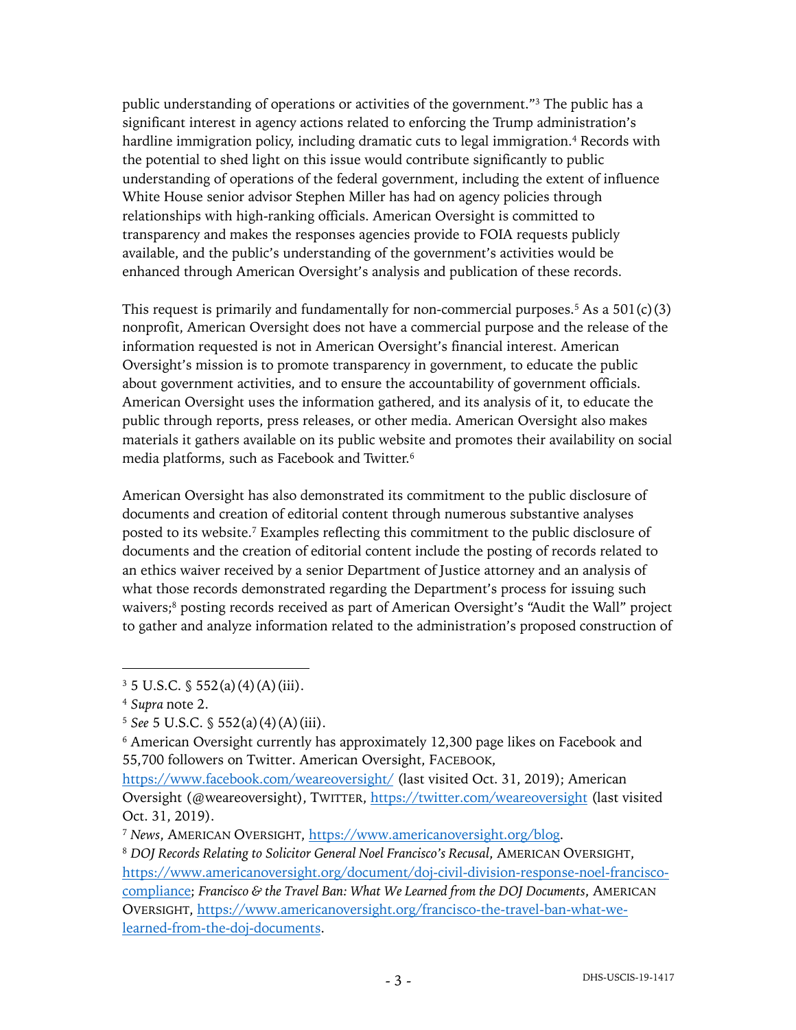public understanding of operations or activities of the government."[3] The public has a significant interest in agency actions related to enforcing the Trump administration's hardline immigration policy, including dramatic cuts to legal immigration.[4] Records with the potential to shed light on this issue would contribute significantly to public understanding of operations of the federal government, including the extent of influence White House senior advisor Stephen Miller has had on agency policies through relationships with high-ranking officials. American Oversight is committed to transparency and makes the responses agencies provide to FOIA requests publicly available, and the public's understanding of the government's activities would be enhanced through American Oversight's analysis and publication of these records.

This request is primarily and fundamentally for non-commercial purposes.[5] As a 501(c)(3) nonprofit, American Oversight does not have a commercial purpose and the release of the information requested is not in American Oversight's financial interest. American Oversight's mission is to promote transparency in government, to educate the public about government activities, and to ensure the accountability of government officials. American Oversight uses the information gathered, and its analysis of it, to educate the public through reports, press releases, or other media. American Oversight also makes materials it gathers available on its public website and promotes their availability on social media platforms, such as Facebook and Twitter.[6]

American Oversight has also demonstrated its commitment to the public disclosure of documents and creation of editorial content through numerous substantive analyses posted to its website.[7] Examples reflecting this commitment to the public disclosure of documents and the creation of editorial content include the posting of records related to an ethics waiver received by a senior Department of Justice attorney and an analysis of what those records demonstrated regarding the Department's process for issuing such waivers;[8] posting records received as part of American Oversight's "Audit the Wall" project to gather and analyze information related to the administration's proposed construction of

---

[3] 5 U.S.C. § 552(a)(4)(A)(iii).

[4] *Supra* note 2.

[5] *See* 5 U.S.C. § 552(a)(4)(A)(iii).

[6] American Oversight currently has approximately 12,300 page likes on Facebook and 55,700 followers on Twitter. American Oversight, FACEBOOK, https://www.facebook.com/weareoversight/ (last visited Oct. 31, 2019); American Oversight (@weareoversight), TWITTER, https://twitter.com/weareoversight (last visited Oct. 31, 2019).

[7] *News*, AMERICAN OVERSIGHT, https://www.americanoversight.org/blog.

[8] *DOJ Records Relating to Solicitor General Noel Francisco's Recusal*, AMERICAN OVERSIGHT, https://www.americanoversight.org/document/doj-civil-division-response-noel-francisco-compliance; *Francisco & the Travel Ban: What We Learned from the DOJ Documents*, AMERICAN OVERSIGHT, https://www.americanoversight.org/francisco-the-travel-ban-what-we-learned-from-the-doj-documents.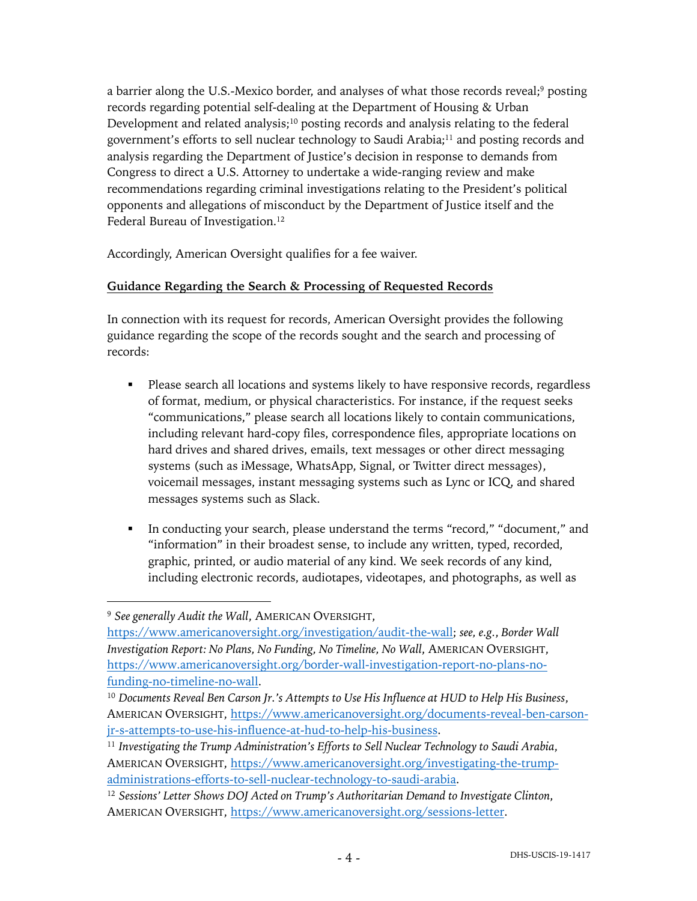a barrier along the U.S.-Mexico border, and analyses of what those records reveal;[9] posting records regarding potential self-dealing at the Department of Housing & Urban Development and related analysis;[10] posting records and analysis relating to the federal government's efforts to sell nuclear technology to Saudi Arabia;[11] and posting records and analysis regarding the Department of Justice's decision in response to demands from Congress to direct a U.S. Attorney to undertake a wide-ranging review and make recommendations regarding criminal investigations relating to the President's political opponents and allegations of misconduct by the Department of Justice itself and the Federal Bureau of Investigation.[12]

Accordingly, American Oversight qualifies for a fee waiver.

**Guidance Regarding the Search & Processing of Requested Records**

In connection with its request for records, American Oversight provides the following guidance regarding the scope of the records sought and the search and processing of records:

- Please search all locations and systems likely to have responsive records, regardless of format, medium, or physical characteristics. For instance, if the request seeks "communications," please search all locations likely to contain communications, including relevant hard-copy files, correspondence files, appropriate locations on hard drives and shared drives, emails, text messages or other direct messaging systems (such as iMessage, WhatsApp, Signal, or Twitter direct messages), voicemail messages, instant messaging systems such as Lync or ICQ, and shared messages systems such as Slack.

- In conducting your search, please understand the terms "record," "document," and "information" in their broadest sense, to include any written, typed, recorded, graphic, printed, or audio material of any kind. We seek records of any kind, including electronic records, audiotapes, videotapes, and photographs, as well as

---

[9] *See generally Audit the Wall*, AMERICAN OVERSIGHT, https://www.americanoversight.org/investigation/audit-the-wall; *see, e.g.*, *Border Wall Investigation Report: No Plans, No Funding, No Timeline, No Wall*, AMERICAN OVERSIGHT, https://www.americanoversight.org/border-wall-investigation-report-no-plans-no-funding-no-timeline-no-wall.

[10] *Documents Reveal Ben Carson Jr.'s Attempts to Use His Influence at HUD to Help His Business*, AMERICAN OVERSIGHT, https://www.americanoversight.org/documents-reveal-ben-carson-jr-s-attempts-to-use-his-influence-at-hud-to-help-his-business.

[11] *Investigating the Trump Administration's Efforts to Sell Nuclear Technology to Saudi Arabia*, AMERICAN OVERSIGHT, https://www.americanoversight.org/investigating-the-trump-administrations-efforts-to-sell-nuclear-technology-to-saudi-arabia.

[12] *Sessions' Letter Shows DOJ Acted on Trump's Authoritarian Demand to Investigate Clinton*, AMERICAN OVERSIGHT, https://www.americanoversight.org/sessions-letter.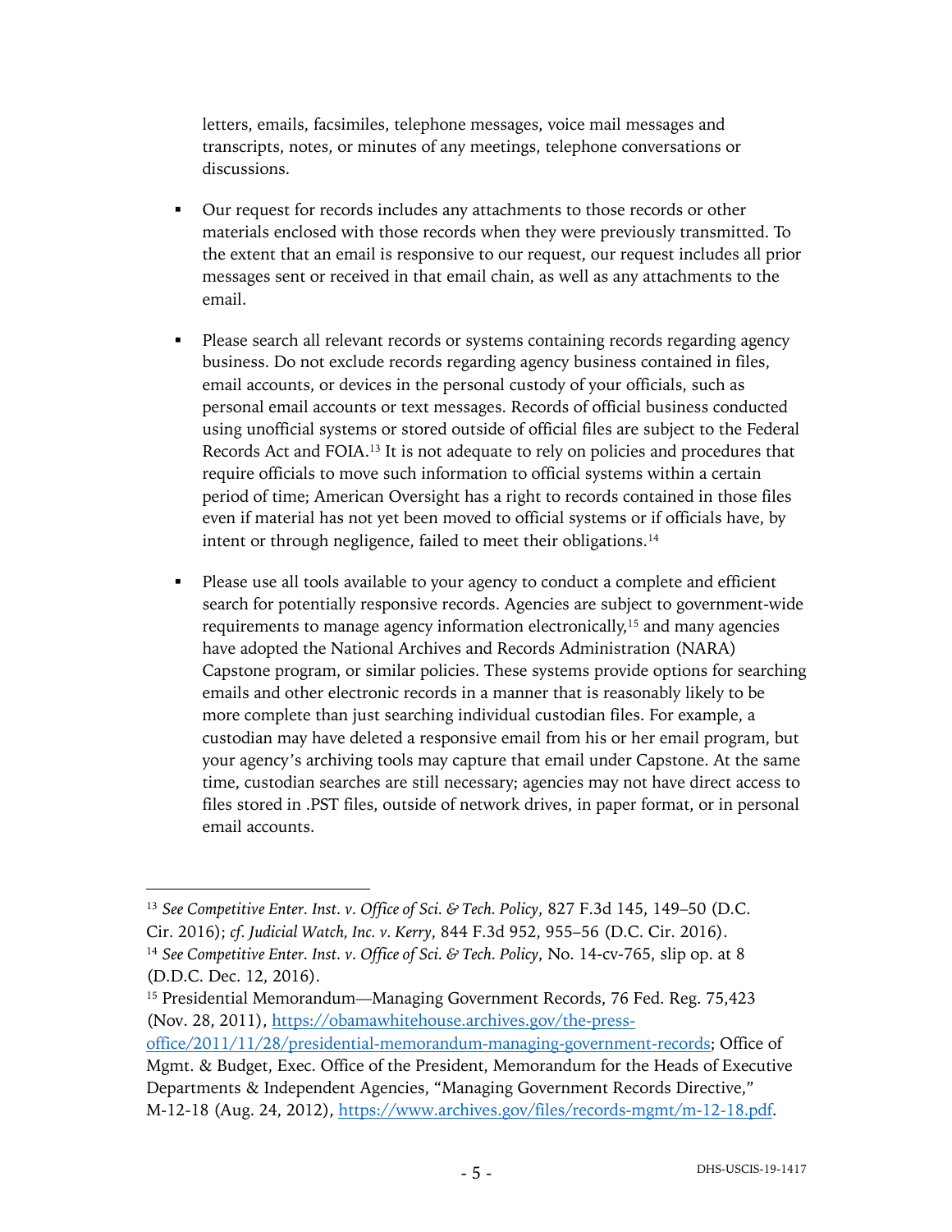letters, emails, facsimiles, telephone messages, voice mail messages and transcripts, notes, or minutes of any meetings, telephone conversations or discussions.

- Our request for records includes any attachments to those records or other materials enclosed with those records when they were previously transmitted. To the extent that an email is responsive to our request, our request includes all prior messages sent or received in that email chain, as well as any attachments to the email.

- Please search all relevant records or systems containing records regarding agency business. Do not exclude records regarding agency business contained in files, email accounts, or devices in the personal custody of your officials, such as personal email accounts or text messages. Records of official business conducted using unofficial systems or stored outside of official files are subject to the Federal Records Act and FOIA.[13] It is not adequate to rely on policies and procedures that require officials to move such information to official systems within a certain period of time; American Oversight has a right to records contained in those files even if material has not yet been moved to official systems or if officials have, by intent or through negligence, failed to meet their obligations.[14]

- Please use all tools available to your agency to conduct a complete and efficient search for potentially responsive records. Agencies are subject to government-wide requirements to manage agency information electronically,[15] and many agencies have adopted the National Archives and Records Administration (NARA) Capstone program, or similar policies. These systems provide options for searching emails and other electronic records in a manner that is reasonably likely to be more complete than just searching individual custodian files. For example, a custodian may have deleted a responsive email from his or her email program, but your agency's archiving tools may capture that email under Capstone. At the same time, custodian searches are still necessary; agencies may not have direct access to files stored in .PST files, outside of network drives, in paper format, or in personal email accounts.

---

[13] *See Competitive Enter. Inst. v. Office of Sci. & Tech. Policy*, 827 F.3d 145, 149–50 (D.C. Cir. 2016); *cf. Judicial Watch, Inc. v. Kerry*, 844 F.3d 952, 955–56 (D.C. Cir. 2016).

[14] *See Competitive Enter. Inst. v. Office of Sci. & Tech. Policy*, No. 14-cv-765, slip op. at 8 (D.D.C. Dec. 12, 2016).

[15] Presidential Memorandum—Managing Government Records, 76 Fed. Reg. 75,423 (Nov. 28, 2011), https://obamawhitehouse.archives.gov/the-press-office/2011/11/28/presidential-memorandum-managing-government-records; Office of Mgmt. & Budget, Exec. Office of the President, Memorandum for the Heads of Executive Departments & Independent Agencies, "Managing Government Records Directive," M-12-18 (Aug. 24, 2012), https://www.archives.gov/files/records-mgmt/m-12-18.pdf.

DHS-USCIS-19-1417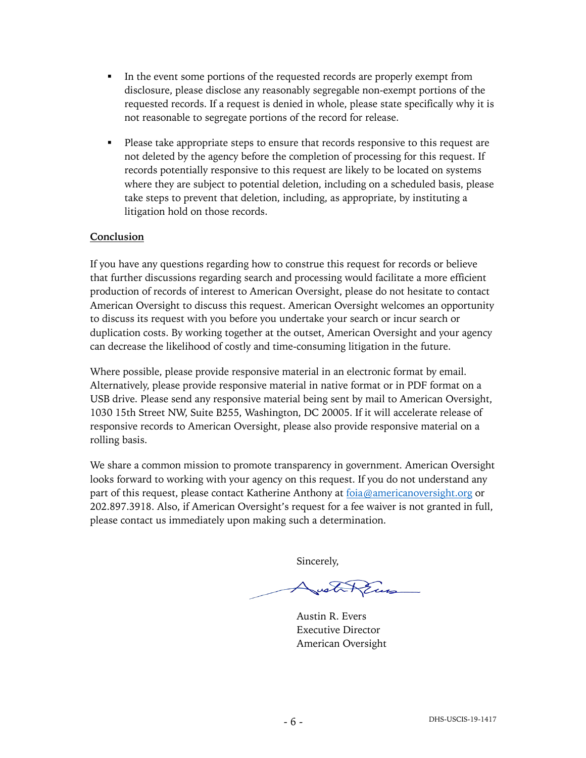- In the event some portions of the requested records are properly exempt from disclosure, please disclose any reasonably segregable non-exempt portions of the requested records. If a request is denied in whole, please state specifically why it is not reasonable to segregate portions of the record for release.

- Please take appropriate steps to ensure that records responsive to this request are not deleted by the agency before the completion of processing for this request. If records potentially responsive to this request are likely to be located on systems where they are subject to potential deletion, including on a scheduled basis, please take steps to prevent that deletion, including, as appropriate, by instituting a litigation hold on those records.

**Conclusion**

If you have any questions regarding how to construe this request for records or believe that further discussions regarding search and processing would facilitate a more efficient production of records of interest to American Oversight, please do not hesitate to contact American Oversight to discuss this request. American Oversight welcomes an opportunity to discuss its request with you before you undertake your search or incur search or duplication costs. By working together at the outset, American Oversight and your agency can decrease the likelihood of costly and time-consuming litigation in the future.

Where possible, please provide responsive material in an electronic format by email. Alternatively, please provide responsive material in native format or in PDF format on a USB drive. Please send any responsive material being sent by mail to American Oversight, 1030 15th Street NW, Suite B255, Washington, DC 20005. If it will accelerate release of responsive records to American Oversight, please also provide responsive material on a rolling basis.

We share a common mission to promote transparency in government. American Oversight looks forward to working with your agency on this request. If you do not understand any part of this request, please contact Katherine Anthony at foia@americanoversight.org or 202.897.3918. Also, if American Oversight's request for a fee waiver is not granted in full, please contact us immediately upon making such a determination.

Sincerely,

Austin R. Evers
Executive Director
American Oversight

DHS-USCIS-19-1417